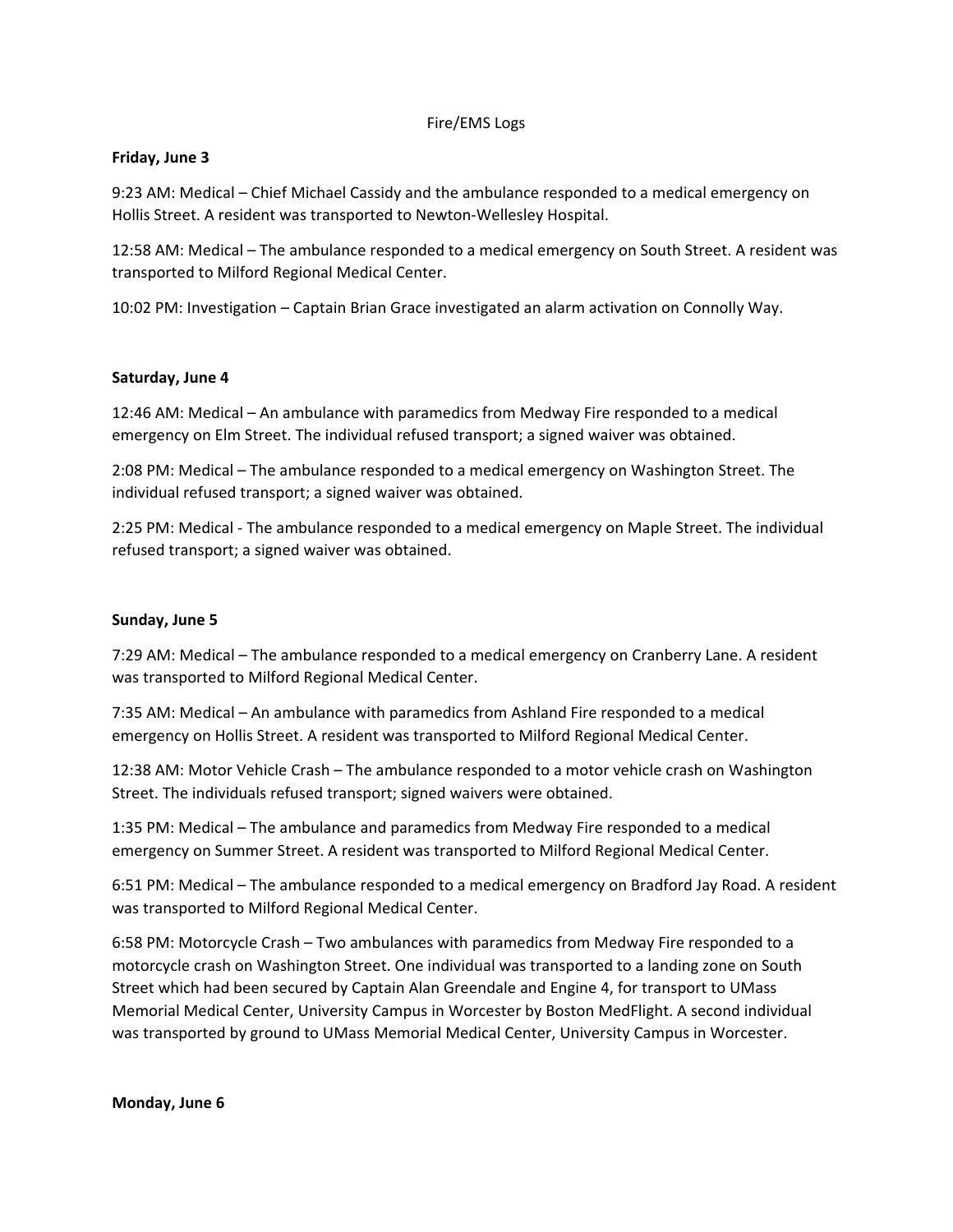# Fire/EMS Logs

**Friday, June 3**

9:23 AM: Medical – Chief Michael Cassidy and the ambulance responded to a medical emergency on Hollis Street. A resident was transported to Newton-Wellesley Hospital.

12:58 AM: Medical – The ambulance responded to a medical emergency on South Street. A resident was transported to Milford Regional Medical Center.

10:02 PM: Investigation – Captain Brian Grace investigated an alarm activation on Connolly Way.

**Saturday, June 4**

12:46 AM: Medical – An ambulance with paramedics from Medway Fire responded to a medical emergency on Elm Street. The individual refused transport; a signed waiver was obtained.

2:08 PM: Medical – The ambulance responded to a medical emergency on Washington Street. The individual refused transport; a signed waiver was obtained.

2:25 PM: Medical - The ambulance responded to a medical emergency on Maple Street. The individual refused transport; a signed waiver was obtained.

**Sunday, June 5**

7:29 AM: Medical – The ambulance responded to a medical emergency on Cranberry Lane. A resident was transported to Milford Regional Medical Center.

7:35 AM: Medical – An ambulance with paramedics from Ashland Fire responded to a medical emergency on Hollis Street. A resident was transported to Milford Regional Medical Center.

12:38 AM: Motor Vehicle Crash – The ambulance responded to a motor vehicle crash on Washington Street. The individuals refused transport; signed waivers were obtained.

1:35 PM: Medical – The ambulance and paramedics from Medway Fire responded to a medical emergency on Summer Street. A resident was transported to Milford Regional Medical Center.

6:51 PM: Medical – The ambulance responded to a medical emergency on Bradford Jay Road. A resident was transported to Milford Regional Medical Center.

6:58 PM: Motorcycle Crash – Two ambulances with paramedics from Medway Fire responded to a motorcycle crash on Washington Street. One individual was transported to a landing zone on South Street which had been secured by Captain Alan Greendale and Engine 4, for transport to UMass Memorial Medical Center, University Campus in Worcester by Boston MedFlight. A second individual was transported by ground to UMass Memorial Medical Center, University Campus in Worcester.

**Monday, June 6**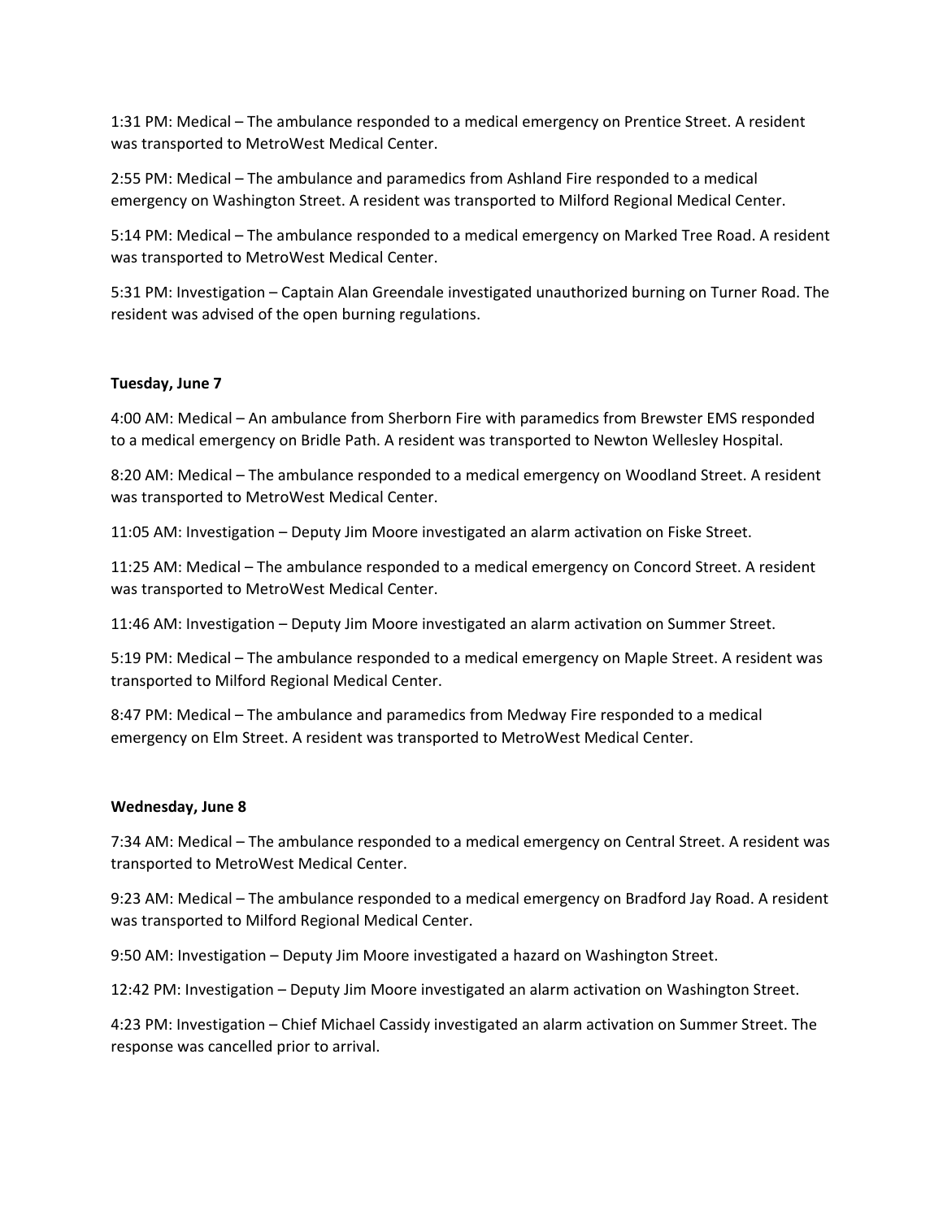1:31 PM: Medical – The ambulance responded to a medical emergency on Prentice Street. A resident was transported to MetroWest Medical Center.

2:55 PM: Medical – The ambulance and paramedics from Ashland Fire responded to a medical emergency on Washington Street. A resident was transported to Milford Regional Medical Center.

5:14 PM: Medical – The ambulance responded to a medical emergency on Marked Tree Road. A resident was transported to MetroWest Medical Center.

5:31 PM: Investigation – Captain Alan Greendale investigated unauthorized burning on Turner Road. The resident was advised of the open burning regulations.

**Tuesday, June 7**

4:00 AM: Medical – An ambulance from Sherborn Fire with paramedics from Brewster EMS responded to a medical emergency on Bridle Path. A resident was transported to Newton Wellesley Hospital.

8:20 AM: Medical – The ambulance responded to a medical emergency on Woodland Street. A resident was transported to MetroWest Medical Center.

11:05 AM: Investigation – Deputy Jim Moore investigated an alarm activation on Fiske Street.

11:25 AM: Medical – The ambulance responded to a medical emergency on Concord Street. A resident was transported to MetroWest Medical Center.

11:46 AM: Investigation – Deputy Jim Moore investigated an alarm activation on Summer Street.

5:19 PM: Medical – The ambulance responded to a medical emergency on Maple Street. A resident was transported to Milford Regional Medical Center.

8:47 PM: Medical – The ambulance and paramedics from Medway Fire responded to a medical emergency on Elm Street. A resident was transported to MetroWest Medical Center.

**Wednesday, June 8**

7:34 AM: Medical – The ambulance responded to a medical emergency on Central Street. A resident was transported to MetroWest Medical Center.

9:23 AM: Medical – The ambulance responded to a medical emergency on Bradford Jay Road. A resident was transported to Milford Regional Medical Center.

9:50 AM: Investigation – Deputy Jim Moore investigated a hazard on Washington Street.

12:42 PM: Investigation – Deputy Jim Moore investigated an alarm activation on Washington Street.

4:23 PM: Investigation – Chief Michael Cassidy investigated an alarm activation on Summer Street. The response was cancelled prior to arrival.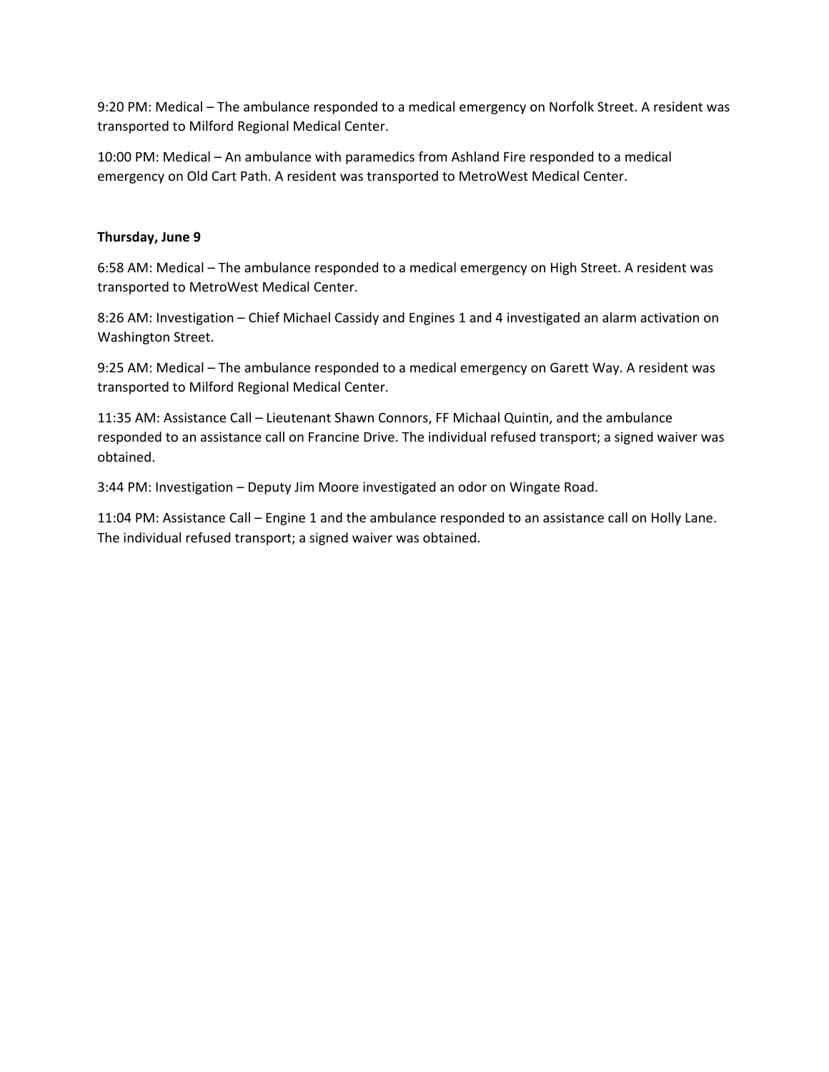9:20 PM: Medical – The ambulance responded to a medical emergency on Norfolk Street. A resident was transported to Milford Regional Medical Center.

10:00 PM: Medical – An ambulance with paramedics from Ashland Fire responded to a medical emergency on Old Cart Path. A resident was transported to MetroWest Medical Center.

**Thursday, June 9**

6:58 AM: Medical – The ambulance responded to a medical emergency on High Street. A resident was transported to MetroWest Medical Center.

8:26 AM: Investigation – Chief Michael Cassidy and Engines 1 and 4 investigated an alarm activation on Washington Street.

9:25 AM: Medical – The ambulance responded to a medical emergency on Garett Way. A resident was transported to Milford Regional Medical Center.

11:35 AM: Assistance Call – Lieutenant Shawn Connors, FF Michaal Quintin, and the ambulance responded to an assistance call on Francine Drive. The individual refused transport; a signed waiver was obtained.

3:44 PM: Investigation – Deputy Jim Moore investigated an odor on Wingate Road.

11:04 PM: Assistance Call – Engine 1 and the ambulance responded to an assistance call on Holly Lane. The individual refused transport; a signed waiver was obtained.